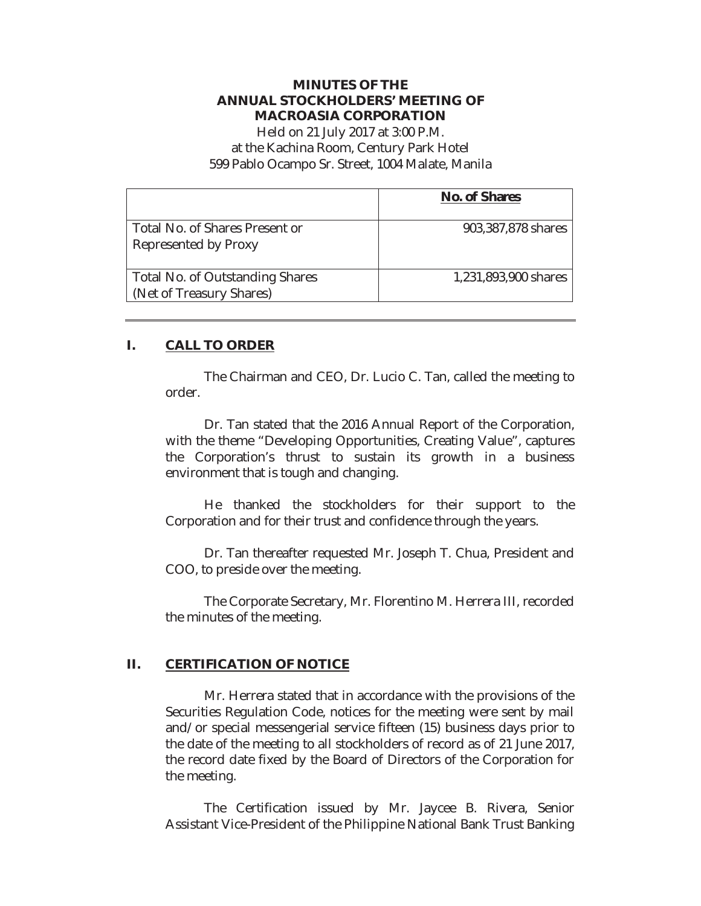# MINUTES OF THE ANNUAL STOCKHOLDERS' MEETING OF MACROASIA CORPORATION

Held on 21 July 2017 at 3:00 P.M.
at the Kachina Room, Century Park Hotel
599 Pablo Ocampo Sr. Street, 1004 Malate, Manila

| | **No. of Shares** |
|---|---|
| Total No. of Shares Present or Represented by Proxy | 903,387,878 shares |
| Total No. of Outstanding Shares (Net of Treasury Shares) | 1,231,893,900 shares |

---

## I. CALL TO ORDER

The Chairman and CEO, Dr. Lucio C. Tan, called the meeting to order.

Dr. Tan stated that the 2016 Annual Report of the Corporation, with the theme "Developing Opportunities, Creating Value", captures the Corporation's thrust to sustain its growth in a business environment that is tough and changing.

He thanked the stockholders for their support to the Corporation and for their trust and confidence through the years.

Dr. Tan thereafter requested Mr. Joseph T. Chua, President and COO, to preside over the meeting.

The Corporate Secretary, Mr. Florentino M. Herrera III, recorded the minutes of the meeting.

## II. CERTIFICATION OF NOTICE

Mr. Herrera stated that in accordance with the provisions of the Securities Regulation Code, notices for the meeting were sent by mail and/or special messengerial service fifteen (15) business days prior to the date of the meeting to all stockholders of record as of 21 June 2017, the record date fixed by the Board of Directors of the Corporation for the meeting.

The Certification issued by Mr. Jaycee B. Rivera, Senior Assistant Vice-President of the Philippine National Bank Trust Banking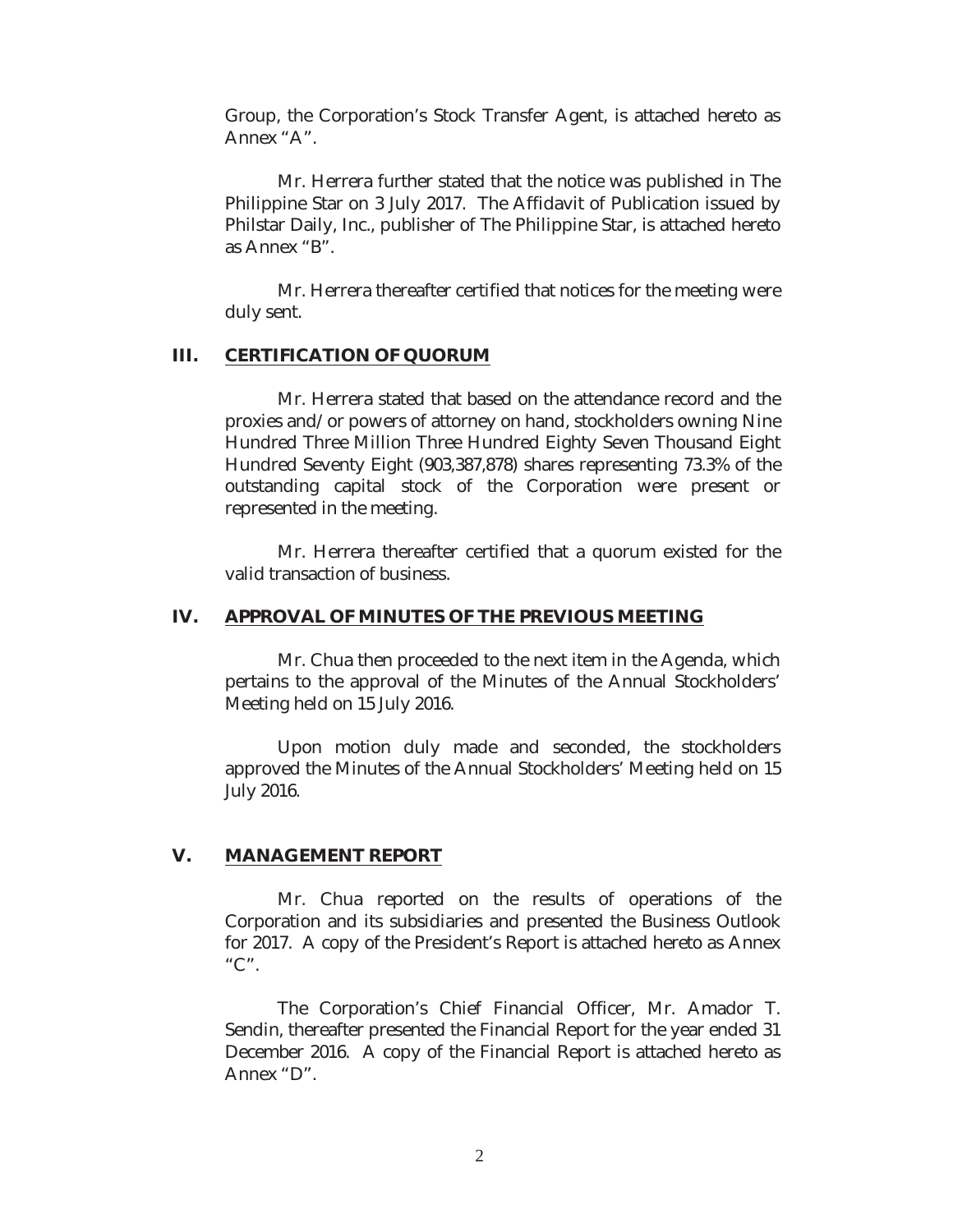Group, the Corporation's Stock Transfer Agent, is attached hereto as Annex "A".

Mr. Herrera further stated that the notice was published in The Philippine Star on 3 July 2017. The Affidavit of Publication issued by Philstar Daily, Inc., publisher of The Philippine Star, is attached hereto as Annex "B".

Mr. Herrera thereafter certified that notices for the meeting were duly sent.

## III. CERTIFICATION OF QUORUM

Mr. Herrera stated that based on the attendance record and the proxies and/or powers of attorney on hand, stockholders owning Nine Hundred Three Million Three Hundred Eighty Seven Thousand Eight Hundred Seventy Eight (903,387,878) shares representing 73.3% of the outstanding capital stock of the Corporation were present or represented in the meeting.

Mr. Herrera thereafter certified that a quorum existed for the valid transaction of business.

## IV. APPROVAL OF MINUTES OF THE PREVIOUS MEETING

Mr. Chua then proceeded to the next item in the Agenda, which pertains to the approval of the Minutes of the Annual Stockholders' Meeting held on 15 July 2016.

Upon motion duly made and seconded, the stockholders approved the Minutes of the Annual Stockholders' Meeting held on 15 July 2016.

## V. MANAGEMENT REPORT

Mr. Chua reported on the results of operations of the Corporation and its subsidiaries and presented the Business Outlook for 2017. A copy of the President's Report is attached hereto as Annex "C".

The Corporation's Chief Financial Officer, Mr. Amador T. Sendin, thereafter presented the Financial Report for the year ended 31 December 2016. A copy of the Financial Report is attached hereto as Annex "D".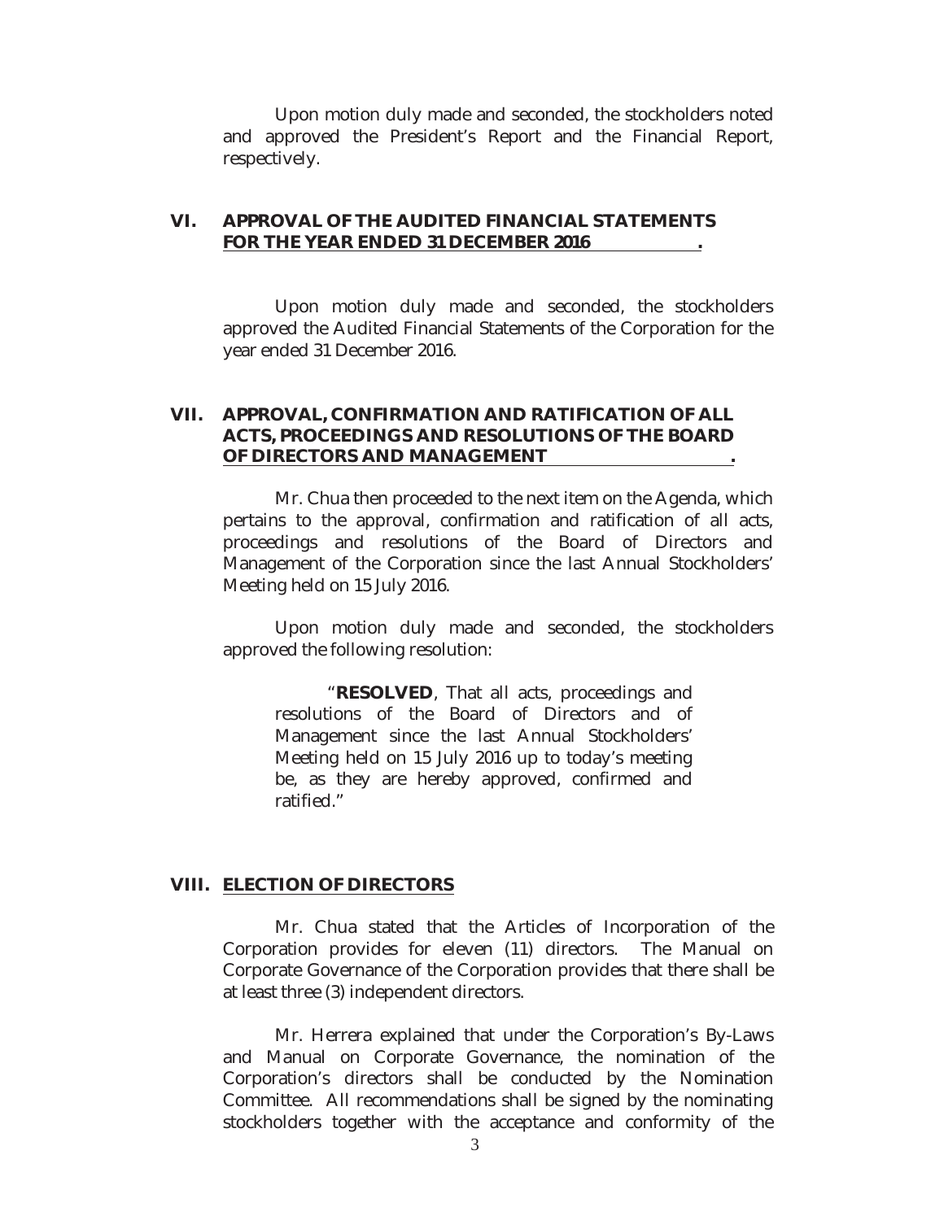Upon motion duly made and seconded, the stockholders noted and approved the President's Report and the Financial Report, respectively.

## VI. APPROVAL OF THE AUDITED FINANCIAL STATEMENTS FOR THE YEAR ENDED 31 DECEMBER 2016.

Upon motion duly made and seconded, the stockholders approved the Audited Financial Statements of the Corporation for the year ended 31 December 2016.

## VII. APPROVAL, CONFIRMATION AND RATIFICATION OF ALL ACTS, PROCEEDINGS AND RESOLUTIONS OF THE BOARD OF DIRECTORS AND MANAGEMENT.

Mr. Chua then proceeded to the next item on the Agenda, which pertains to the approval, confirmation and ratification of all acts, proceedings and resolutions of the Board of Directors and Management of the Corporation since the last Annual Stockholders' Meeting held on 15 July 2016.

Upon motion duly made and seconded, the stockholders approved the following resolution:

> "**RESOLVED**, That all acts, proceedings and resolutions of the Board of Directors and of Management since the last Annual Stockholders' Meeting held on 15 July 2016 up to today's meeting be, as they are hereby approved, confirmed and ratified."

## VIII. ELECTION OF DIRECTORS

Mr. Chua stated that the Articles of Incorporation of the Corporation provides for eleven (11) directors. The Manual on Corporate Governance of the Corporation provides that there shall be at least three (3) independent directors.

Mr. Herrera explained that under the Corporation's By-Laws and Manual on Corporate Governance, the nomination of the Corporation's directors shall be conducted by the Nomination Committee. All recommendations shall be signed by the nominating stockholders together with the acceptance and conformity of the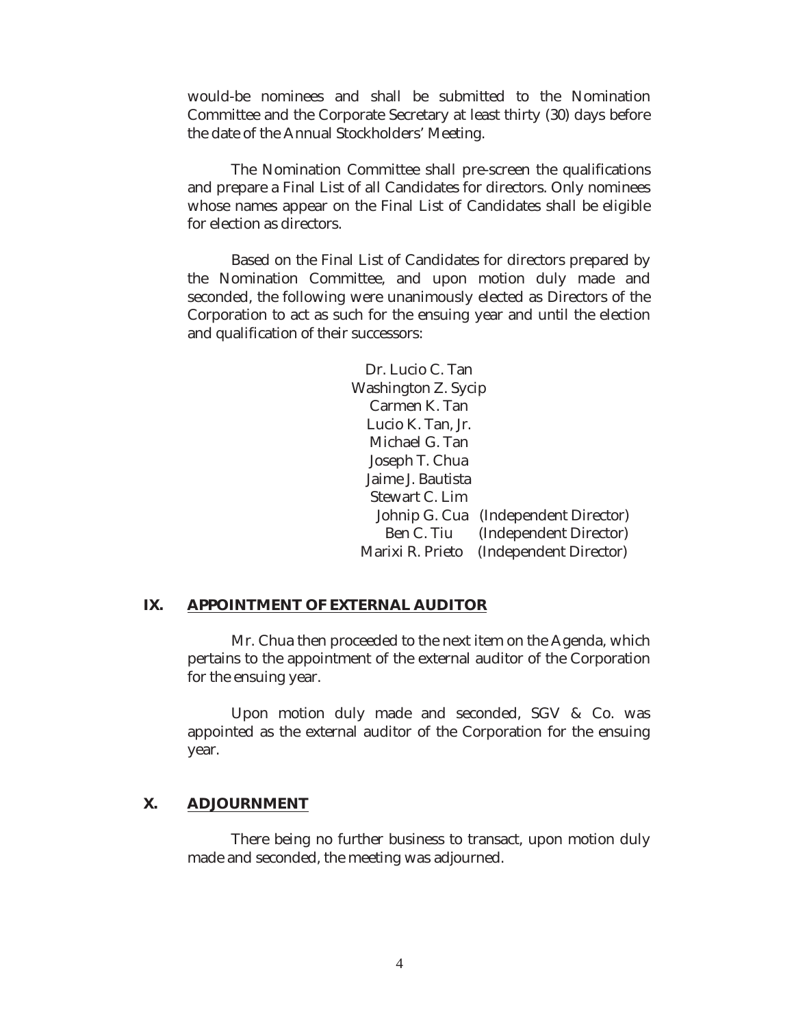would-be nominees and shall be submitted to the Nomination Committee and the Corporate Secretary at least thirty (30) days before the date of the Annual Stockholders' Meeting.

The Nomination Committee shall pre-screen the qualifications and prepare a Final List of all Candidates for directors. Only nominees whose names appear on the Final List of Candidates shall be eligible for election as directors.

Based on the Final List of Candidates for directors prepared by the Nomination Committee, and upon motion duly made and seconded, the following were unanimously elected as Directors of the Corporation to act as such for the ensuing year and until the election and qualification of their successors:

Dr. Lucio C. Tan
Washington Z. Sycip
Carmen K. Tan
Lucio K. Tan, Jr.
Michael G. Tan
Joseph T. Chua
Jaime J. Bautista
Stewart C. Lim
Johnip G. Cua (Independent Director)
Ben C. Tiu (Independent Director)
Marixi R. Prieto (Independent Director)

## IX. APPOINTMENT OF EXTERNAL AUDITOR

Mr. Chua then proceeded to the next item on the Agenda, which pertains to the appointment of the external auditor of the Corporation for the ensuing year.

Upon motion duly made and seconded, SGV & Co. was appointed as the external auditor of the Corporation for the ensuing year.

## X. ADJOURNMENT

There being no further business to transact, upon motion duly made and seconded, the meeting was adjourned.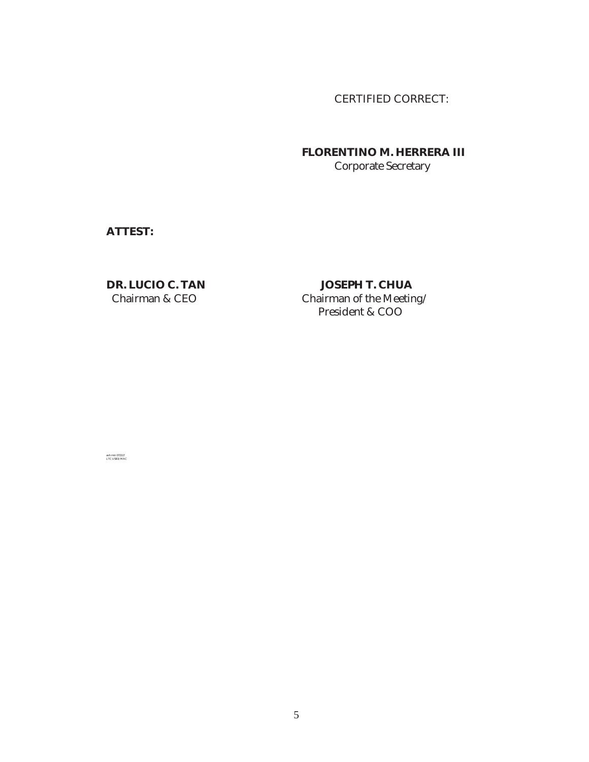CERTIFIED CORRECT:

**FLORENTINO M. HERRERA III**
Corporate Secretary

**ATTEST:**

**DR. LUCIO C. TAN**
Chairman & CEO

**JOSEPH T. CHUA**
Chairman of the Meeting/
President & COO

ash min 072117
LTC USB3/MAC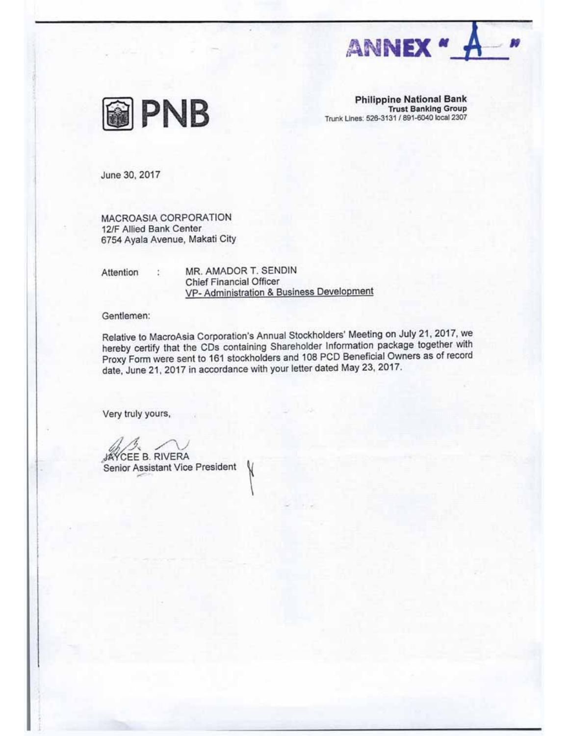ANNEX "A"

**PNB**

**Philippine National Bank**
**Trust Banking Group**
Trunk Lines: 526-3131 / 891-6040 local 2307

June 30, 2017

MACROASIA CORPORATION
12/F Allied Bank Center
6754 Ayala Avenue, Makati City

Attention : MR. AMADOR T. SENDIN
Chief Financial Officer
VP- Administration & Business Development

Gentlemen:

Relative to MacroAsia Corporation's Annual Stockholders' Meeting on July 21, 2017, we hereby certify that the CDs containing Shareholder Information package together with Proxy Form were sent to 161 stockholders and 108 PCD Beneficial Owners as of record date, June 21, 2017 in accordance with your letter dated May 23, 2017.

Very truly yours,

JAYCEE B. RIVERA
Senior Assistant Vice President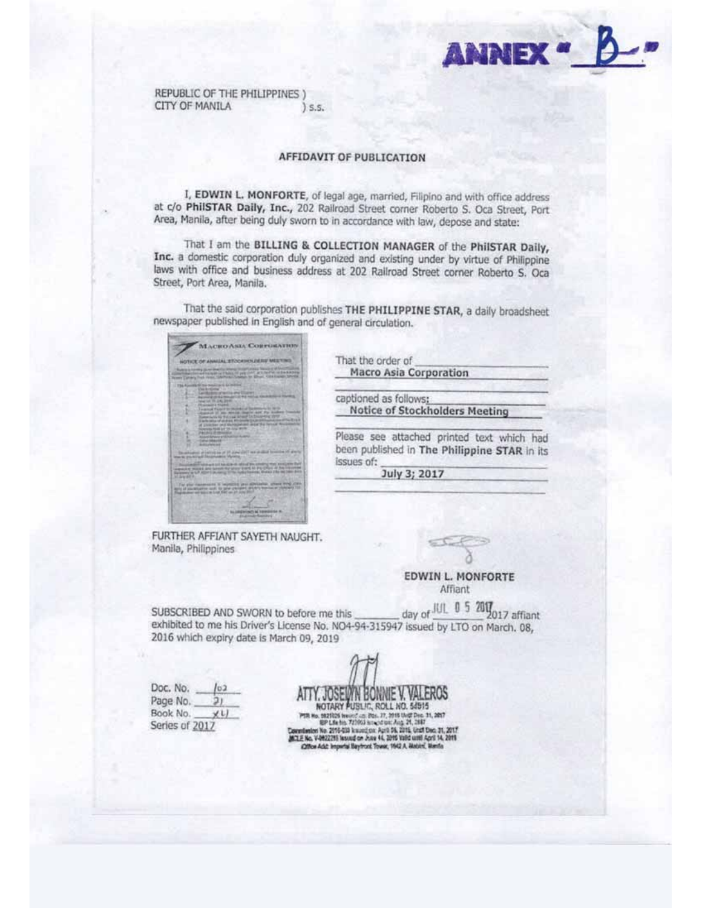ANNEX "B"

REPUBLIC OF THE PHILIPPINES )
CITY OF MANILA ) s.s.

## AFFIDAVIT OF PUBLICATION

I, **EDWIN L. MONFORTE**, of legal age, married, Filipino and with office address at c/o **PhilSTAR Daily, Inc.**, 202 Railroad Street corner Roberto S. Oca Street, Port Area, Manila, after being duly sworn to in accordance with law, depose and state:

That I am the **BILLING & COLLECTION MANAGER** of the **PhilSTAR Daily, Inc.** a domestic corporation duly organized and existing under by virtue of Philippine laws with office and business address at 202 Railroad Street corner Roberto S. Oca Street, Port Area, Manila.

That the said corporation publishes **THE PHILIPPINE STAR**, a daily broadsheet newspaper published in English and of general circulation.

That the order of **Macro Asia Corporation**

captioned as follows: **Notice of Stockholders Meeting**

Please see attached printed text which had been published in **The Philippine STAR** in its issues of: **July 3; 2017**

FURTHER AFFIANT SAYETH NAUGHT.
Manila, Philippines

**EDWIN L. MONFORTE**
Affiant

SUBSCRIBED AND SWORN to before me this ______ day of JUL 05 2017 affiant exhibited to me his Driver's License No. NO4-94-315947 issued by LTO on March. 08, 2016 which expiry date is March 09, 2019

Doc. No. 102
Page No. 21
Book No. XLI
Series of 2017

ATTY. JOSELYN BONNIE V. VALEROS
NOTARY PUBLIC, ROLL NO. 54915
PTR No. 5821026 issued on Dec. 27, 2016 Until Dec. 31, 2017
IBP Life No. 723063 issued on Aug. 21, 2007
Commission No. 2016-030 issued on April 06, 2016, Until Dec. 31, 2017
MCLE No. V-0022285 issued on June 16, 2016 Valid until April 14, 2019
Office Add: Imperial Bayfront Tower, 1942 A. Mabini, Manila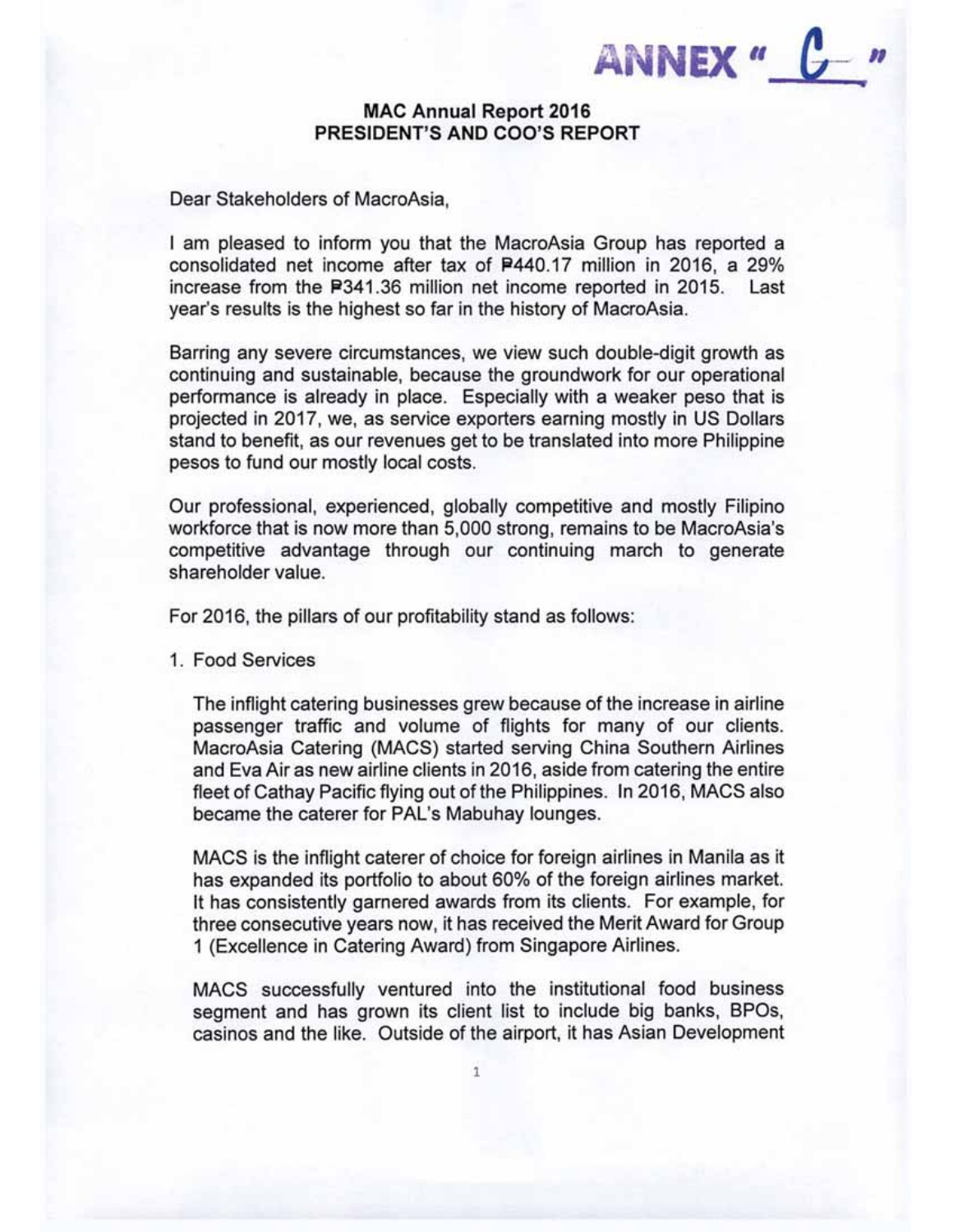ANNEX " C "

**MAC Annual Report 2016**
**PRESIDENT'S AND COO'S REPORT**

Dear Stakeholders of MacroAsia,

I am pleased to inform you that the MacroAsia Group has reported a consolidated net income after tax of ₱440.17 million in 2016, a 29% increase from the ₱341.36 million net income reported in 2015. Last year's results is the highest so far in the history of MacroAsia.

Barring any severe circumstances, we view such double-digit growth as continuing and sustainable, because the groundwork for our operational performance is already in place. Especially with a weaker peso that is projected in 2017, we, as service exporters earning mostly in US Dollars stand to benefit, as our revenues get to be translated into more Philippine pesos to fund our mostly local costs.

Our professional, experienced, globally competitive and mostly Filipino workforce that is now more than 5,000 strong, remains to be MacroAsia's competitive advantage through our continuing march to generate shareholder value.

For 2016, the pillars of our profitability stand as follows:

1. Food Services

   The inflight catering businesses grew because of the increase in airline passenger traffic and volume of flights for many of our clients. MacroAsia Catering (MACS) started serving China Southern Airlines and Eva Air as new airline clients in 2016, aside from catering the entire fleet of Cathay Pacific flying out of the Philippines. In 2016, MACS also became the caterer for PAL's Mabuhay lounges.

   MACS is the inflight caterer of choice for foreign airlines in Manila as it has expanded its portfolio to about 60% of the foreign airlines market. It has consistently garnered awards from its clients. For example, for three consecutive years now, it has received the Merit Award for Group 1 (Excellence in Catering Award) from Singapore Airlines.

   MACS successfully ventured into the institutional food business segment and has grown its client list to include big banks, BPOs, casinos and the like. Outside of the airport, it has Asian Development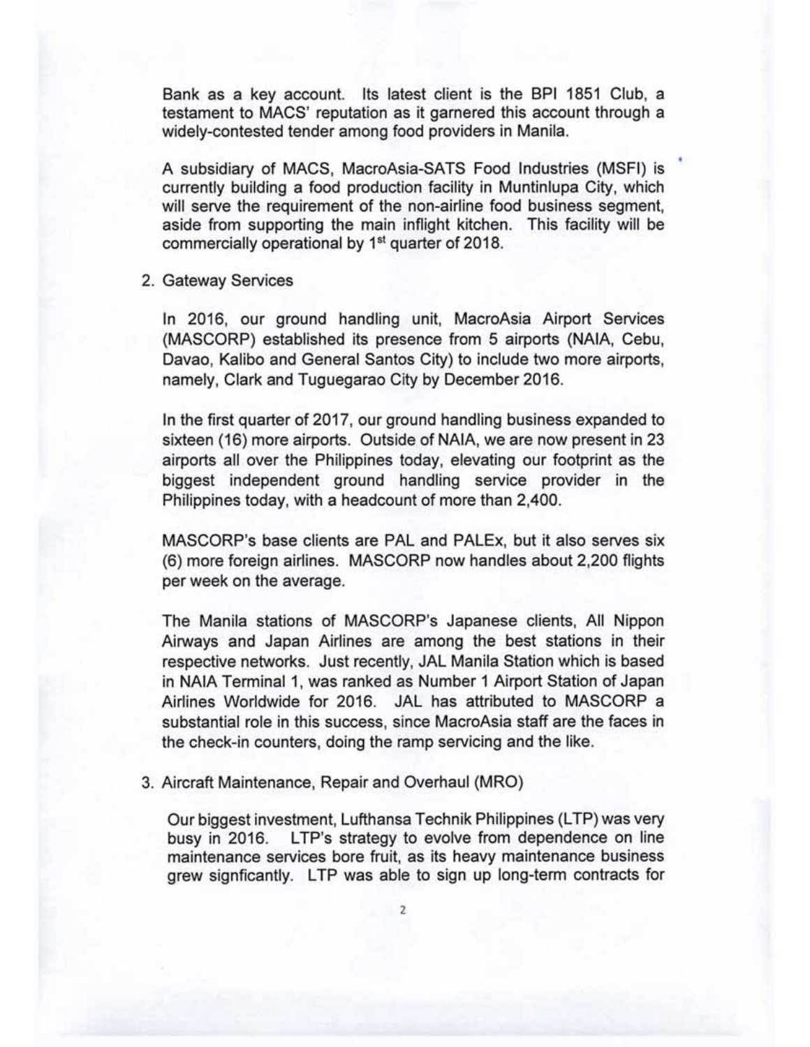Bank as a key account. Its latest client is the BPI 1851 Club, a testament to MACS' reputation as it garnered this account through a widely-contested tender among food providers in Manila.

A subsidiary of MACS, MacroAsia-SATS Food Industries (MSFI) is currently building a food production facility in Muntinlupa City, which will serve the requirement of the non-airline food business segment, aside from supporting the main inflight kitchen. This facility will be commercially operational by 1st quarter of 2018.

2. Gateway Services

In 2016, our ground handling unit, MacroAsia Airport Services (MASCORP) established its presence from 5 airports (NAIA, Cebu, Davao, Kalibo and General Santos City) to include two more airports, namely, Clark and Tuguegarao City by December 2016.

In the first quarter of 2017, our ground handling business expanded to sixteen (16) more airports. Outside of NAIA, we are now present in 23 airports all over the Philippines today, elevating our footprint as the biggest independent ground handling service provider in the Philippines today, with a headcount of more than 2,400.

MASCORP's base clients are PAL and PALEx, but it also serves six (6) more foreign airlines. MASCORP now handles about 2,200 flights per week on the average.

The Manila stations of MASCORP's Japanese clients, All Nippon Airways and Japan Airlines are among the best stations in their respective networks. Just recently, JAL Manila Station which is based in NAIA Terminal 1, was ranked as Number 1 Airport Station of Japan Airlines Worldwide for 2016. JAL has attributed to MASCORP a substantial role in this success, since MacroAsia staff are the faces in the check-in counters, doing the ramp servicing and the like.

3. Aircraft Maintenance, Repair and Overhaul (MRO)

Our biggest investment, Lufthansa Technik Philippines (LTP) was very busy in 2016. LTP's strategy to evolve from dependence on line maintenance services bore fruit, as its heavy maintenance business grew signficantly. LTP was able to sign up long-term contracts for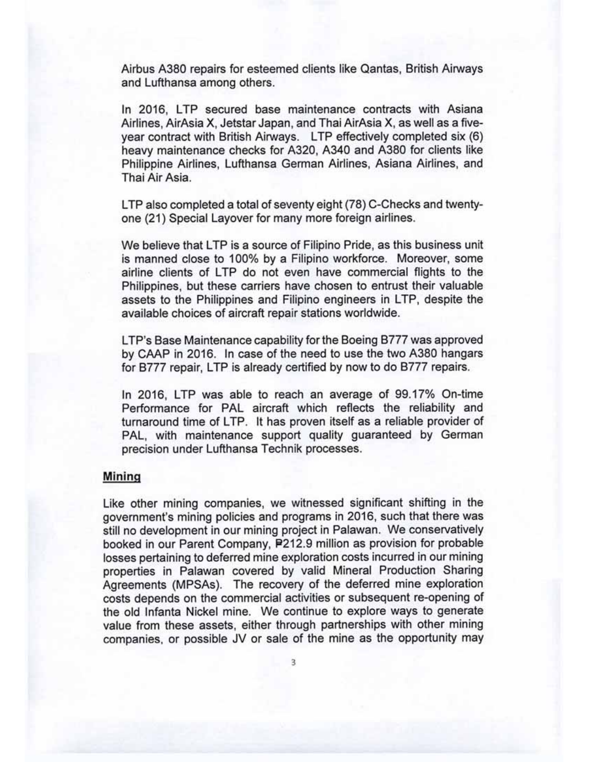Airbus A380 repairs for esteemed clients like Qantas, British Airways and Lufthansa among others.

In 2016, LTP secured base maintenance contracts with Asiana Airlines, AirAsia X, Jetstar Japan, and Thai AirAsia X, as well as a five-year contract with British Airways. LTP effectively completed six (6) heavy maintenance checks for A320, A340 and A380 for clients like Philippine Airlines, Lufthansa German Airlines, Asiana Airlines, and Thai Air Asia.

LTP also completed a total of seventy eight (78) C-Checks and twenty-one (21) Special Layover for many more foreign airlines.

We believe that LTP is a source of Filipino Pride, as this business unit is manned close to 100% by a Filipino workforce. Moreover, some airline clients of LTP do not even have commercial flights to the Philippines, but these carriers have chosen to entrust their valuable assets to the Philippines and Filipino engineers in LTP, despite the available choices of aircraft repair stations worldwide.

LTP's Base Maintenance capability for the Boeing B777 was approved by CAAP in 2016. In case of the need to use the two A380 hangars for B777 repair, LTP is already certified by now to do B777 repairs.

In 2016, LTP was able to reach an average of 99.17% On-time Performance for PAL aircraft which reflects the reliability and turnaround time of LTP. It has proven itself as a reliable provider of PAL, with maintenance support quality guaranteed by German precision under Lufthansa Technik processes.

**Mining**

Like other mining companies, we witnessed significant shifting in the government's mining policies and programs in 2016, such that there was still no development in our mining project in Palawan. We conservatively booked in our Parent Company, ₱212.9 million as provision for probable losses pertaining to deferred mine exploration costs incurred in our mining properties in Palawan covered by valid Mineral Production Sharing Agreements (MPSAs). The recovery of the deferred mine exploration costs depends on the commercial activities or subsequent re-opening of the old Infanta Nickel mine. We continue to explore ways to generate value from these assets, either through partnerships with other mining companies, or possible JV or sale of the mine as the opportunity may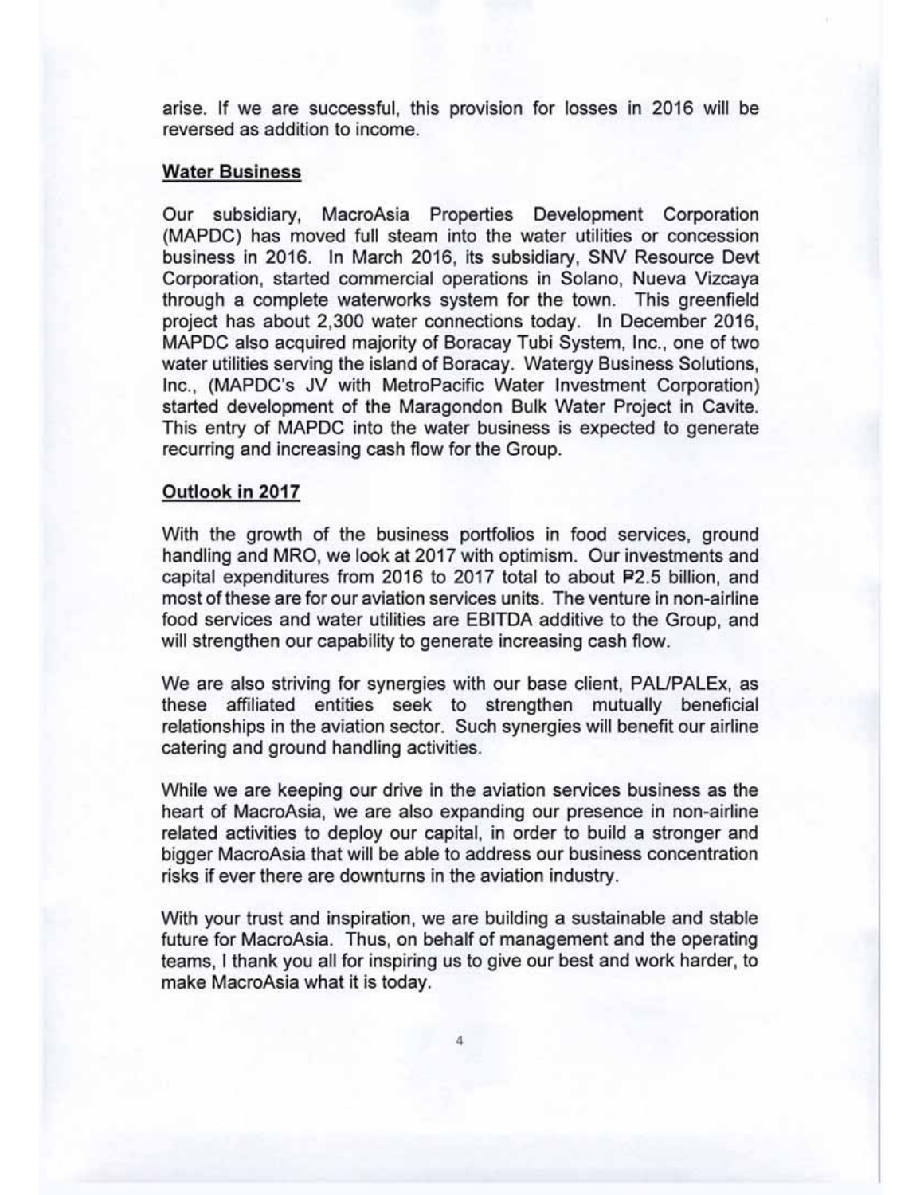arise. If we are successful, this provision for losses in 2016 will be reversed as addition to income.

## Water Business

Our subsidiary, MacroAsia Properties Development Corporation (MAPDC) has moved full steam into the water utilities or concession business in 2016. In March 2016, its subsidiary, SNV Resource Devt Corporation, started commercial operations in Solano, Nueva Vizcaya through a complete waterworks system for the town. This greenfield project has about 2,300 water connections today. In December 2016, MAPDC also acquired majority of Boracay Tubi System, Inc., one of two water utilities serving the island of Boracay. Watergy Business Solutions, Inc., (MAPDC's JV with MetroPacific Water Investment Corporation) started development of the Maragondon Bulk Water Project in Cavite. This entry of MAPDC into the water business is expected to generate recurring and increasing cash flow for the Group.

## Outlook in 2017

With the growth of the business portfolios in food services, ground handling and MRO, we look at 2017 with optimism. Our investments and capital expenditures from 2016 to 2017 total to about ₱2.5 billion, and most of these are for our aviation services units. The venture in non-airline food services and water utilities are EBITDA additive to the Group, and will strengthen our capability to generate increasing cash flow.

We are also striving for synergies with our base client, PAL/PALEx, as these affiliated entities seek to strengthen mutually beneficial relationships in the aviation sector. Such synergies will benefit our airline catering and ground handling activities.

While we are keeping our drive in the aviation services business as the heart of MacroAsia, we are also expanding our presence in non-airline related activities to deploy our capital, in order to build a stronger and bigger MacroAsia that will be able to address our business concentration risks if ever there are downturns in the aviation industry.

With your trust and inspiration, we are building a sustainable and stable future for MacroAsia. Thus, on behalf of management and the operating teams, I thank you all for inspiring us to give our best and work harder, to make MacroAsia what it is today.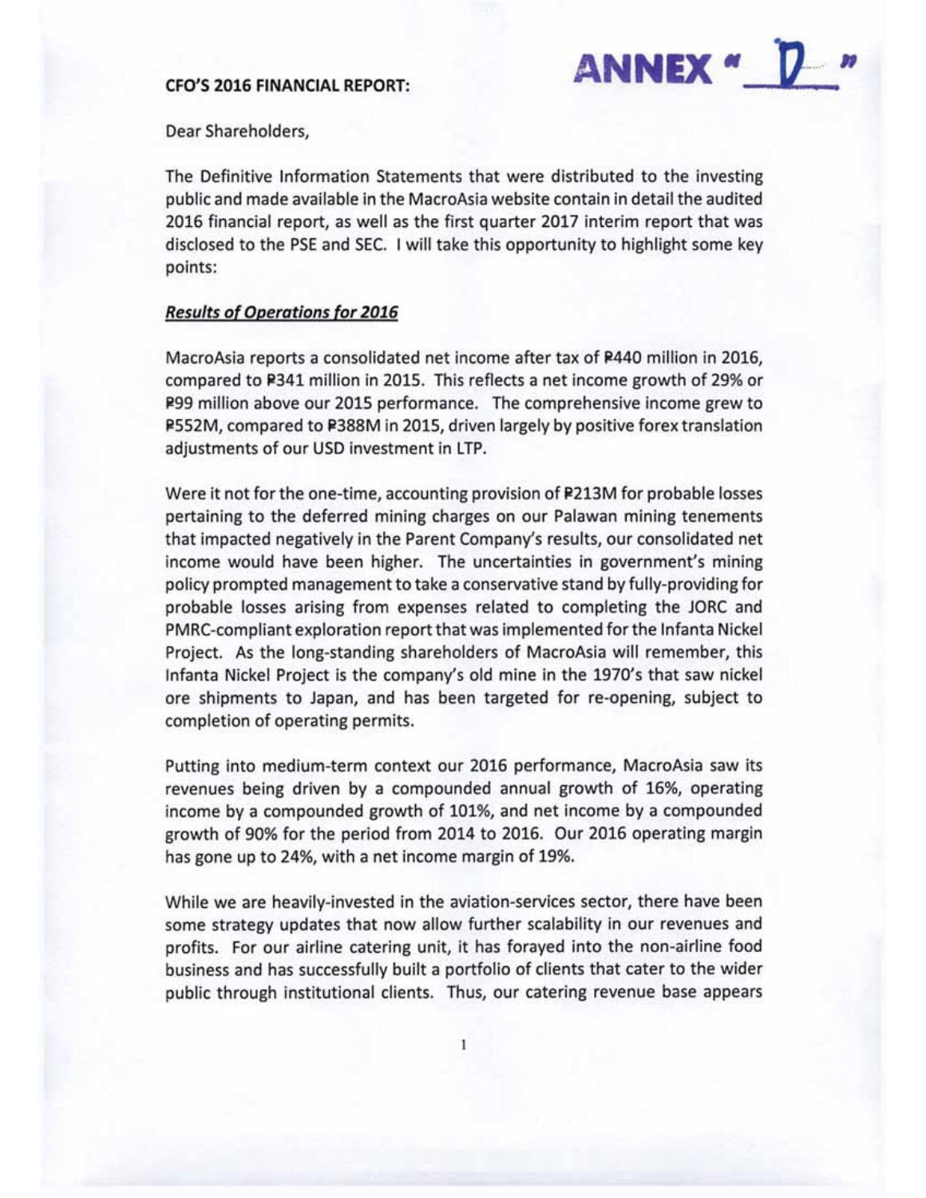**CFO'S 2016 FINANCIAL REPORT:**

ANNEX "D"

Dear Shareholders,

The Definitive Information Statements that were distributed to the investing public and made available in the MacroAsia website contain in detail the audited 2016 financial report, as well as the first quarter 2017 interim report that was disclosed to the PSE and SEC. I will take this opportunity to highlight some key points:

***Results of Operations for 2016***

MacroAsia reports a consolidated net income after tax of ₱440 million in 2016, compared to ₱341 million in 2015. This reflects a net income growth of 29% or ₱99 million above our 2015 performance. The comprehensive income grew to ₱552M, compared to ₱388M in 2015, driven largely by positive forex translation adjustments of our USD investment in LTP.

Were it not for the one-time, accounting provision of ₱213M for probable losses pertaining to the deferred mining charges on our Palawan mining tenements that impacted negatively in the Parent Company's results, our consolidated net income would have been higher. The uncertainties in government's mining policy prompted management to take a conservative stand by fully-providing for probable losses arising from expenses related to completing the JORC and PMRC-compliant exploration report that was implemented for the Infanta Nickel Project. As the long-standing shareholders of MacroAsia will remember, this Infanta Nickel Project is the company's old mine in the 1970's that saw nickel ore shipments to Japan, and has been targeted for re-opening, subject to completion of operating permits.

Putting into medium-term context our 2016 performance, MacroAsia saw its revenues being driven by a compounded annual growth of 16%, operating income by a compounded growth of 101%, and net income by a compounded growth of 90% for the period from 2014 to 2016. Our 2016 operating margin has gone up to 24%, with a net income margin of 19%.

While we are heavily-invested in the aviation-services sector, there have been some strategy updates that now allow further scalability in our revenues and profits. For our airline catering unit, it has forayed into the non-airline food business and has successfully built a portfolio of clients that cater to the wider public through institutional clients. Thus, our catering revenue base appears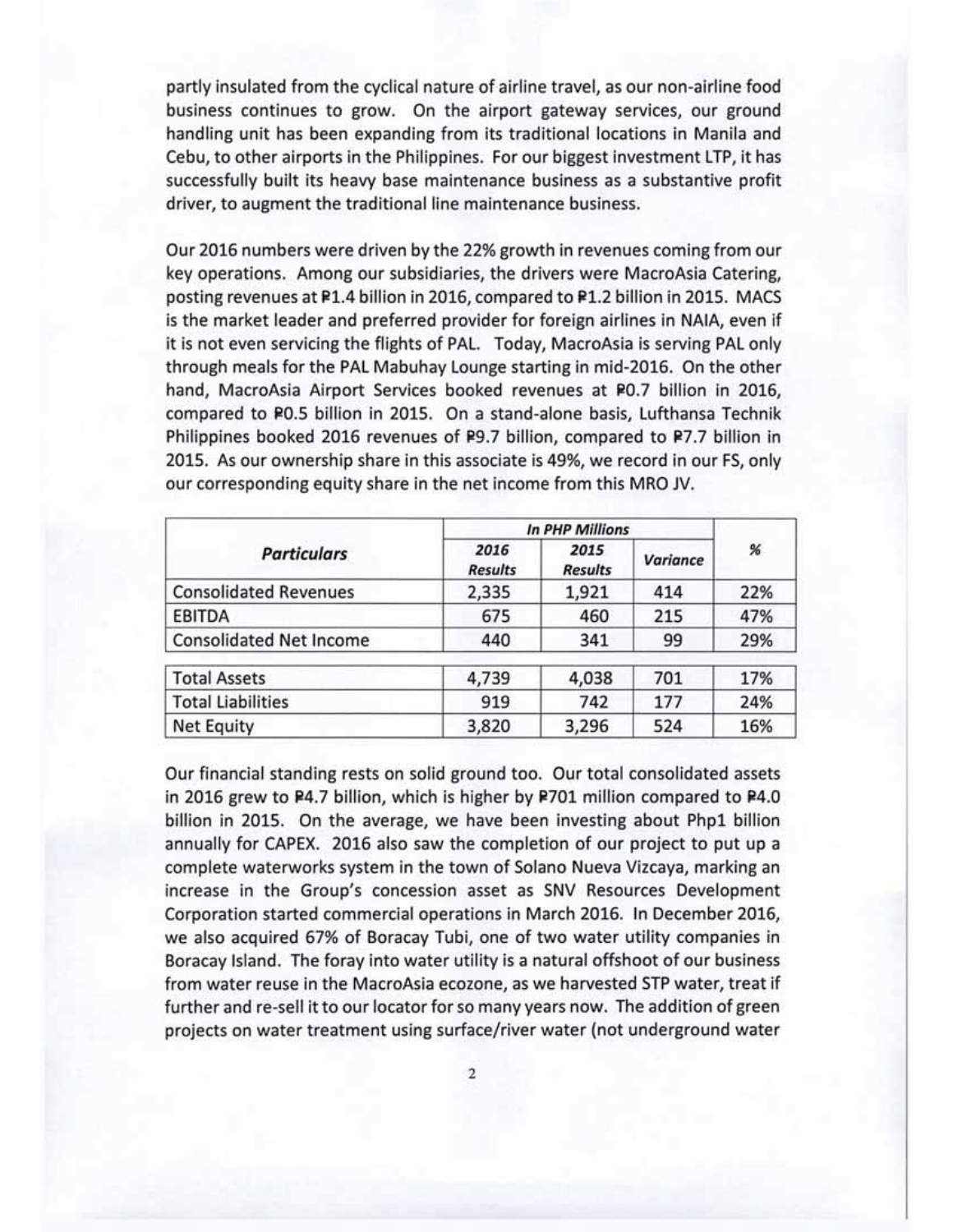partly insulated from the cyclical nature of airline travel, as our non-airline food business continues to grow. On the airport gateway services, our ground handling unit has been expanding from its traditional locations in Manila and Cebu, to other airports in the Philippines. For our biggest investment LTP, it has successfully built its heavy base maintenance business as a substantive profit driver, to augment the traditional line maintenance business.

Our 2016 numbers were driven by the 22% growth in revenues coming from our key operations. Among our subsidiaries, the drivers were MacroAsia Catering, posting revenues at ₱1.4 billion in 2016, compared to ₱1.2 billion in 2015. MACS is the market leader and preferred provider for foreign airlines in NAIA, even if it is not even servicing the flights of PAL. Today, MacroAsia is serving PAL only through meals for the PAL Mabuhay Lounge starting in mid-2016. On the other hand, MacroAsia Airport Services booked revenues at ₱0.7 billion in 2016, compared to ₱0.5 billion in 2015. On a stand-alone basis, Lufthansa Technik Philippines booked 2016 revenues of ₱9.7 billion, compared to ₱7.7 billion in 2015. As our ownership share in this associate is 49%, we record in our FS, only our corresponding equity share in the net income from this MRO JV.

| ***Particulars*** | ***In PHP Millions*** | | | **%** |
|---|---|---|---|---|
| | ***2016 Results*** | ***2015 Results*** | ***Variance*** | |
| Consolidated Revenues | 2,335 | 1,921 | 414 | 22% |
| EBITDA | 675 | 460 | 215 | 47% |
| Consolidated Net Income | 440 | 341 | 99 | 29% |
| Total Assets | 4,739 | 4,038 | 701 | 17% |
| Total Liabilities | 919 | 742 | 177 | 24% |
| Net Equity | 3,820 | 3,296 | 524 | 16% |

Our financial standing rests on solid ground too. Our total consolidated assets in 2016 grew to ₱4.7 billion, which is higher by ₱701 million compared to ₱4.0 billion in 2015. On the average, we have been investing about Php1 billion annually for CAPEX. 2016 also saw the completion of our project to put up a complete waterworks system in the town of Solano Nueva Vizcaya, marking an increase in the Group's concession asset as SNV Resources Development Corporation started commercial operations in March 2016. In December 2016, we also acquired 67% of Boracay Tubi, one of two water utility companies in Boracay Island. The foray into water utility is a natural offshoot of our business from water reuse in the MacroAsia ecozone, as we harvested STP water, treat if further and re-sell it to our locator for so many years now. The addition of green projects on water treatment using surface/river water (not underground water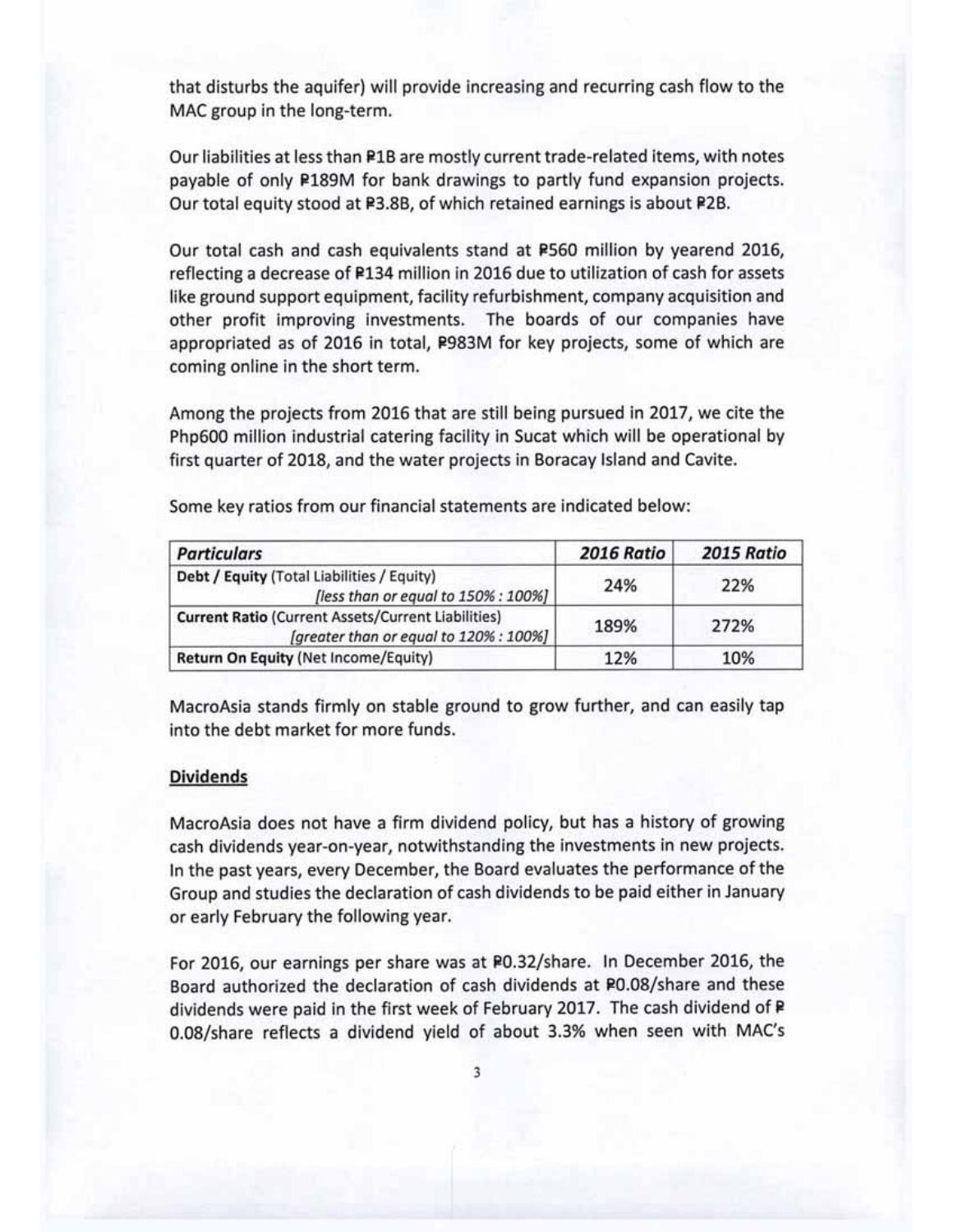that disturbs the aquifer) will provide increasing and recurring cash flow to the MAC group in the long-term.

Our liabilities at less than ₱1B are mostly current trade-related items, with notes payable of only ₱189M for bank drawings to partly fund expansion projects. Our total equity stood at ₱3.8B, of which retained earnings is about ₱2B.

Our total cash and cash equivalents stand at ₱560 million by yearend 2016, reflecting a decrease of ₱134 million in 2016 due to utilization of cash for assets like ground support equipment, facility refurbishment, company acquisition and other profit improving investments. The boards of our companies have appropriated as of 2016 in total, ₱983M for key projects, some of which are coming online in the short term.

Among the projects from 2016 that are still being pursued in 2017, we cite the Php600 million industrial catering facility in Sucat which will be operational by first quarter of 2018, and the water projects in Boracay Island and Cavite.

Some key ratios from our financial statements are indicated below:

| *Particulars* | *2016 Ratio* | *2015 Ratio* |
|---|---|---|
| **Debt / Equity** (Total Liabilities / Equity) *[less than or equal to 150% : 100%]* | 24% | 22% |
| **Current Ratio** (Current Assets/Current Liabilities) *[greater than or equal to 120% : 100%]* | 189% | 272% |
| **Return On Equity** (Net Income/Equity) | 12% | 10% |

MacroAsia stands firmly on stable ground to grow further, and can easily tap into the debt market for more funds.

**Dividends**

MacroAsia does not have a firm dividend policy, but has a history of growing cash dividends year-on-year, notwithstanding the investments in new projects. In the past years, every December, the Board evaluates the performance of the Group and studies the declaration of cash dividends to be paid either in January or early February the following year.

For 2016, our earnings per share was at ₱0.32/share. In December 2016, the Board authorized the declaration of cash dividends at ₱0.08/share and these dividends were paid in the first week of February 2017. The cash dividend of ₱ 0.08/share reflects a dividend yield of about 3.3% when seen with MAC's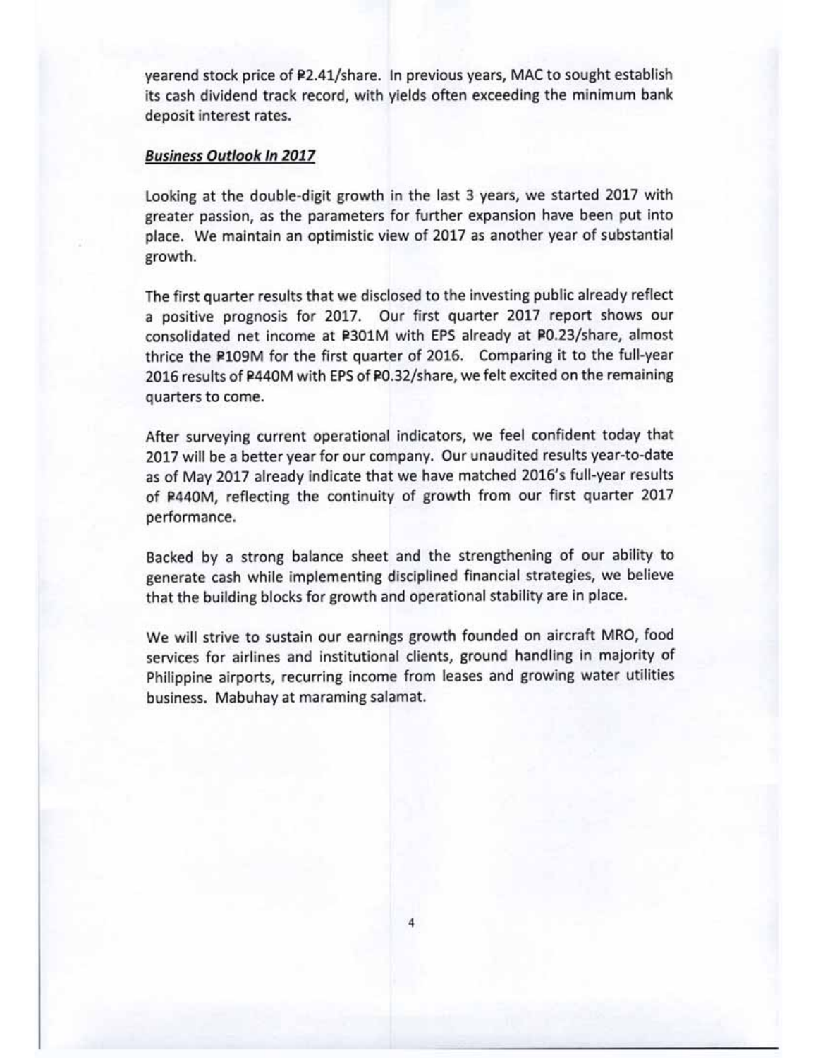yearend stock price of ₱2.41/share. In previous years, MAC to sought establish its cash dividend track record, with yields often exceeding the minimum bank deposit interest rates.

***Business Outlook In 2017***

Looking at the double-digit growth in the last 3 years, we started 2017 with greater passion, as the parameters for further expansion have been put into place. We maintain an optimistic view of 2017 as another year of substantial growth.

The first quarter results that we disclosed to the investing public already reflect a positive prognosis for 2017. Our first quarter 2017 report shows our consolidated net income at ₱301M with EPS already at ₱0.23/share, almost thrice the ₱109M for the first quarter of 2016. Comparing it to the full-year 2016 results of ₱440M with EPS of ₱0.32/share, we felt excited on the remaining quarters to come.

After surveying current operational indicators, we feel confident today that 2017 will be a better year for our company. Our unaudited results year-to-date as of May 2017 already indicate that we have matched 2016's full-year results of ₱440M, reflecting the continuity of growth from our first quarter 2017 performance.

Backed by a strong balance sheet and the strengthening of our ability to generate cash while implementing disciplined financial strategies, we believe that the building blocks for growth and operational stability are in place.

We will strive to sustain our earnings growth founded on aircraft MRO, food services for airlines and institutional clients, ground handling in majority of Philippine airports, recurring income from leases and growing water utilities business. Mabuhay at maraming salamat.